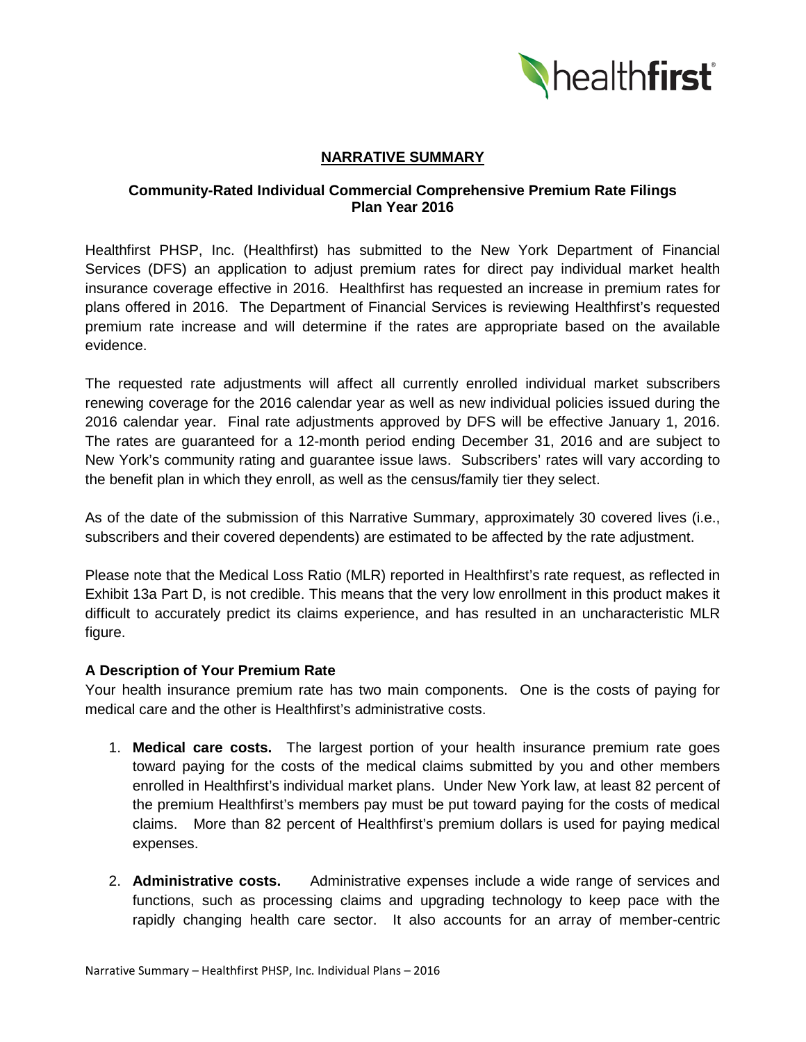## NARRATIVE SUMMARY

**Community-Rated Individual Commercial Comprehensive Premium Rate Filings**
**Plan Year 2016**

Healthfirst PHSP, Inc. (Healthfirst) has submitted to the New York Department of Financial Services (DFS) an application to adjust premium rates for direct pay individual market health insurance coverage effective in 2016. Healthfirst has requested an increase in premium rates for plans offered in 2016. The Department of Financial Services is reviewing Healthfirst's requested premium rate increase and will determine if the rates are appropriate based on the available evidence.

The requested rate adjustments will affect all currently enrolled individual market subscribers renewing coverage for the 2016 calendar year as well as new individual policies issued during the 2016 calendar year. Final rate adjustments approved by DFS will be effective January 1, 2016. The rates are guaranteed for a 12-month period ending December 31, 2016 and are subject to New York's community rating and guarantee issue laws. Subscribers' rates will vary according to the benefit plan in which they enroll, as well as the census/family tier they select.

As of the date of the submission of this Narrative Summary, approximately 30 covered lives (i.e., subscribers and their covered dependents) are estimated to be affected by the rate adjustment.

Please note that the Medical Loss Ratio (MLR) reported in Healthfirst's rate request, as reflected in Exhibit 13a Part D, is not credible. This means that the very low enrollment in this product makes it difficult to accurately predict its claims experience, and has resulted in an uncharacteristic MLR figure.

### A Description of Your Premium Rate

Your health insurance premium rate has two main components. One is the costs of paying for medical care and the other is Healthfirst's administrative costs.

1. **Medical care costs.** The largest portion of your health insurance premium rate goes toward paying for the costs of the medical claims submitted by you and other members enrolled in Healthfirst's individual market plans. Under New York law, at least 82 percent of the premium Healthfirst's members pay must be put toward paying for the costs of medical claims. More than 82 percent of Healthfirst's premium dollars is used for paying medical expenses.

2. **Administrative costs.** Administrative expenses include a wide range of services and functions, such as processing claims and upgrading technology to keep pace with the rapidly changing health care sector. It also accounts for an array of member-centric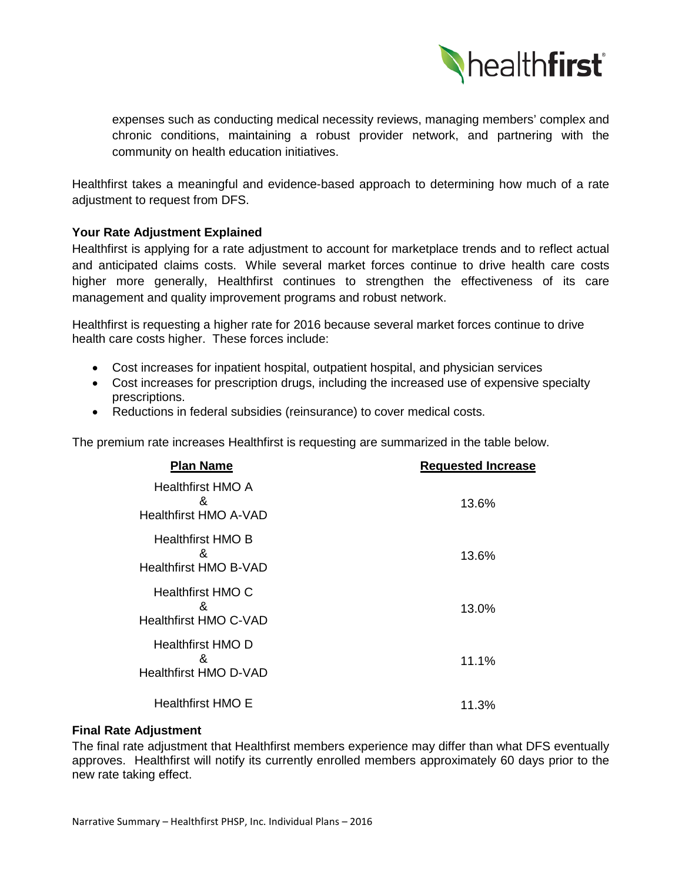expenses such as conducting medical necessity reviews, managing members' complex and chronic conditions, maintaining a robust provider network, and partnering with the community on health education initiatives.

Healthfirst takes a meaningful and evidence-based approach to determining how much of a rate adjustment to request from DFS.

**Your Rate Adjustment Explained**

Healthfirst is applying for a rate adjustment to account for marketplace trends and to reflect actual and anticipated claims costs. While several market forces continue to drive health care costs higher more generally, Healthfirst continues to strengthen the effectiveness of its care management and quality improvement programs and robust network.

Healthfirst is requesting a higher rate for 2016 because several market forces continue to drive health care costs higher. These forces include:

- Cost increases for inpatient hospital, outpatient hospital, and physician services
- Cost increases for prescription drugs, including the increased use of expensive specialty prescriptions.
- Reductions in federal subsidies (reinsurance) to cover medical costs.

The premium rate increases Healthfirst is requesting are summarized in the table below.

| Plan Name | Requested Increase |
|---|---|
| Healthfirst HMO A & Healthfirst HMO A-VAD | 13.6% |
| Healthfirst HMO B & Healthfirst HMO B-VAD | 13.6% |
| Healthfirst HMO C & Healthfirst HMO C-VAD | 13.0% |
| Healthfirst HMO D & Healthfirst HMO D-VAD | 11.1% |
| Healthfirst HMO E | 11.3% |

**Final Rate Adjustment**

The final rate adjustment that Healthfirst members experience may differ than what DFS eventually approves. Healthfirst will notify its currently enrolled members approximately 60 days prior to the new rate taking effect.